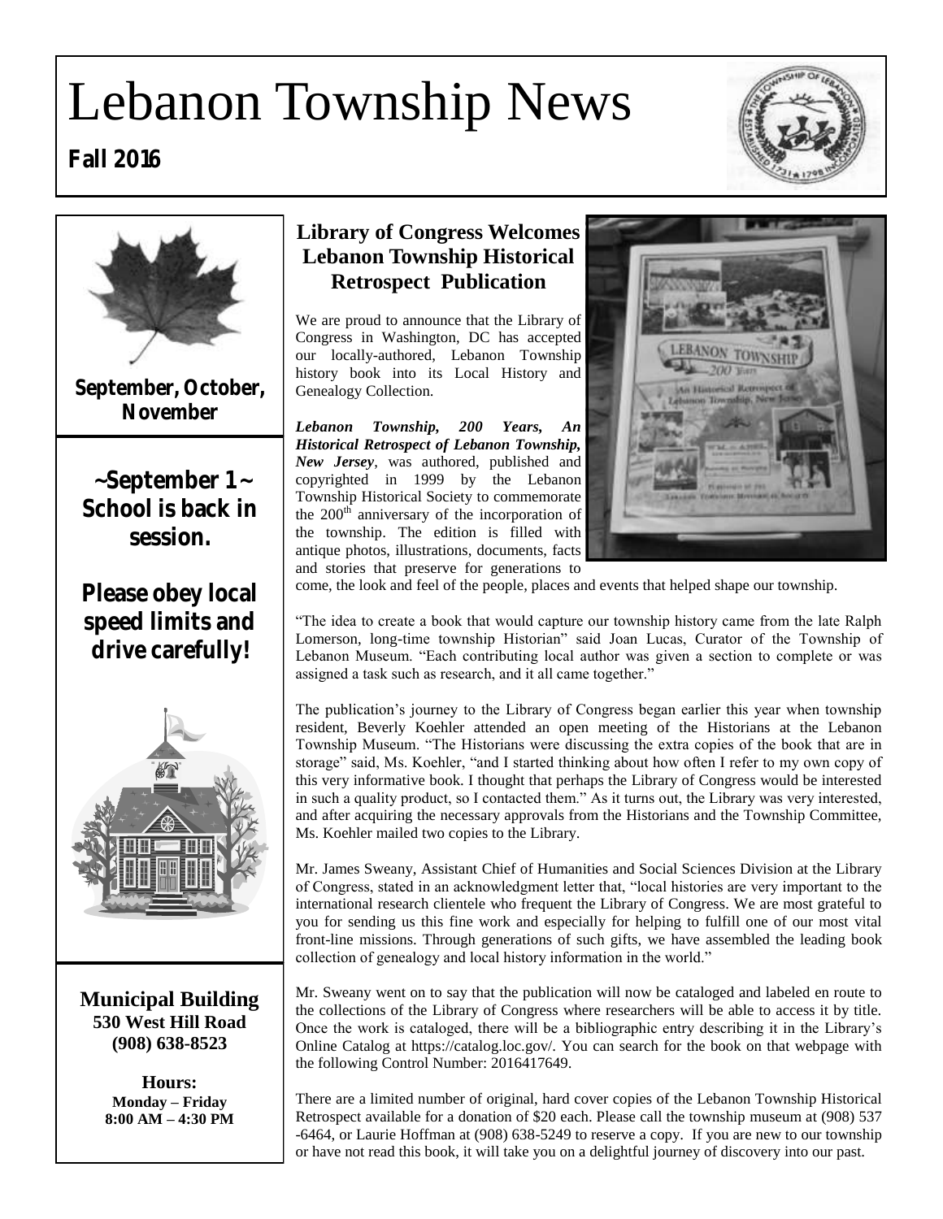# Lebanon Township News

**Fall 2016**

**September, October, November**

**~September 1~ School is back in session.**

**Please obey local speed limits and drive carefully!**

**Municipal Building**
**530 West Hill Road**
**(908) 638-8523**

**Hours:**
**Monday – Friday**
**8:00 AM – 4:30 PM**

## Library of Congress Welcomes Lebanon Township Historical Retrospect Publication

We are proud to announce that the Library of Congress in Washington, DC has accepted our locally-authored, Lebanon Township history book into its Local History and Genealogy Collection.

***Lebanon Township, 200 Years, An Historical Retrospect of Lebanon Township, New Jersey***, was authored, published and copyrighted in 1999 by the Lebanon Township Historical Society to commemorate the 200th anniversary of the incorporation of the township. The edition is filled with antique photos, illustrations, documents, facts and stories that preserve for generations to come, the look and feel of the people, places and events that helped shape our township.

"The idea to create a book that would capture our township history came from the late Ralph Lomerson, long-time township Historian" said Joan Lucas, Curator of the Township of Lebanon Museum. "Each contributing local author was given a section to complete or was assigned a task such as research, and it all came together."

The publication's journey to the Library of Congress began earlier this year when township resident, Beverly Koehler attended an open meeting of the Historians at the Lebanon Township Museum. "The Historians were discussing the extra copies of the book that are in storage" said, Ms. Koehler, "and I started thinking about how often I refer to my own copy of this very informative book. I thought that perhaps the Library of Congress would be interested in such a quality product, so I contacted them." As it turns out, the Library was very interested, and after acquiring the necessary approvals from the Historians and the Township Committee, Ms. Koehler mailed two copies to the Library.

Mr. James Sweany, Assistant Chief of Humanities and Social Sciences Division at the Library of Congress, stated in an acknowledgment letter that, "local histories are very important to the international research clientele who frequent the Library of Congress. We are most grateful to you for sending us this fine work and especially for helping to fulfill one of our most vital front-line missions. Through generations of such gifts, we have assembled the leading book collection of genealogy and local history information in the world."

Mr. Sweany went on to say that the publication will now be cataloged and labeled en route to the collections of the Library of Congress where researchers will be able to access it by title. Once the work is cataloged, there will be a bibliographic entry describing it in the Library's Online Catalog at https://catalog.loc.gov/. You can search for the book on that webpage with the following Control Number: 2016417649.

There are a limited number of original, hard cover copies of the Lebanon Township Historical Retrospect available for a donation of $20 each. Please call the township museum at (908) 537 -6464, or Laurie Hoffman at (908) 638-5249 to reserve a copy. If you are new to our township or have not read this book, it will take you on a delightful journey of discovery into our past.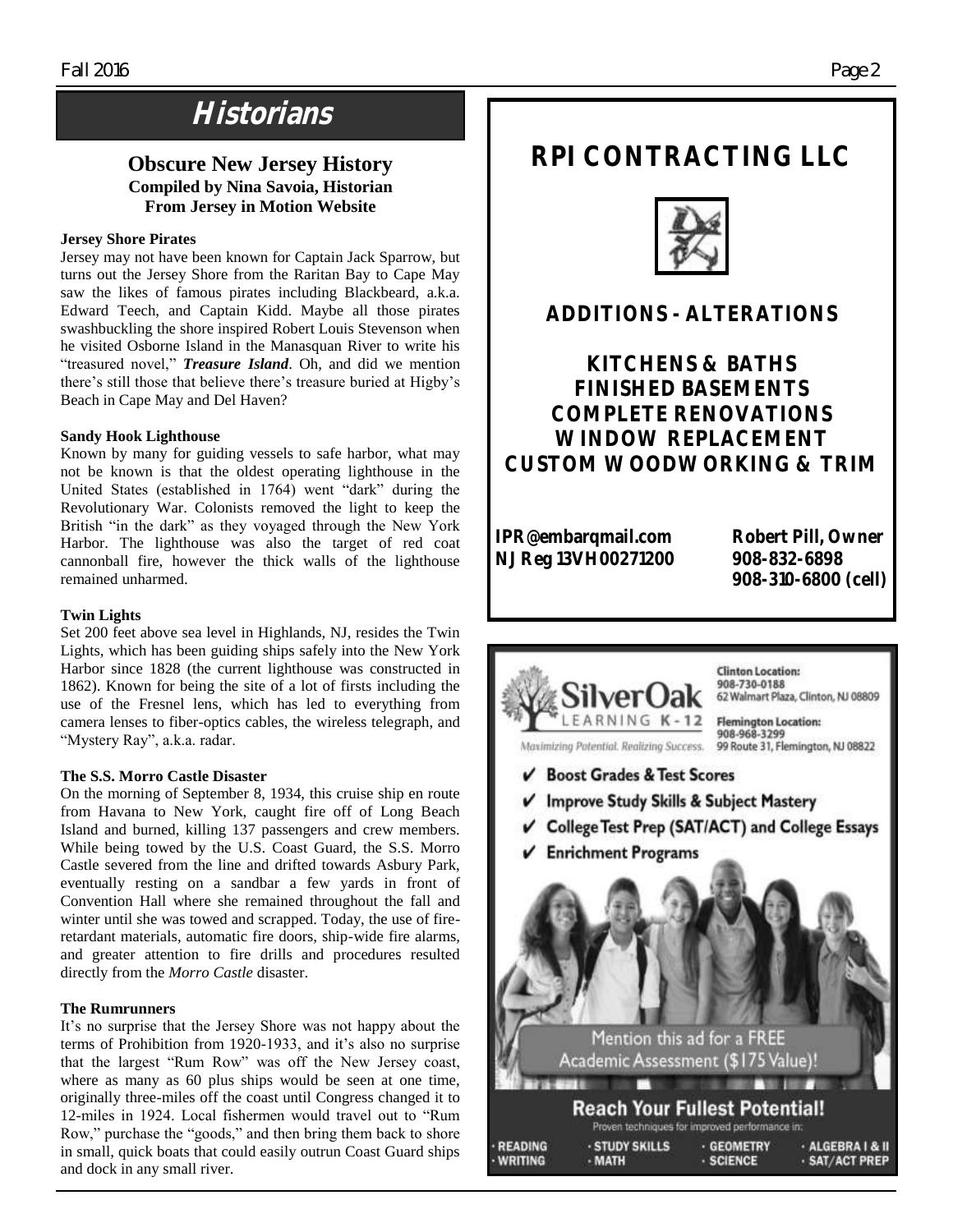# Historians

## Obscure New Jersey History

**Compiled by Nina Savoia, Historian**
**From Jersey in Motion Website**

**Jersey Shore Pirates**

Jersey may not have been known for Captain Jack Sparrow, but turns out the Jersey Shore from the Raritan Bay to Cape May saw the likes of famous pirates including Blackbeard, a.k.a. Edward Teech, and Captain Kidd. Maybe all those pirates swashbuckling the shore inspired Robert Louis Stevenson when he visited Osborne Island in the Manasquan River to write his "treasured novel," ***Treasure Island***. Oh, and did we mention there's still those that believe there's treasure buried at Higby's Beach in Cape May and Del Haven?

**Sandy Hook Lighthouse**

Known by many for guiding vessels to safe harbor, what may not be known is that the oldest operating lighthouse in the United States (established in 1764) went "dark" during the Revolutionary War. Colonists removed the light to keep the British "in the dark" as they voyaged through the New York Harbor. The lighthouse was also the target of red coat cannonball fire, however the thick walls of the lighthouse remained unharmed.

**Twin Lights**

Set 200 feet above sea level in Highlands, NJ, resides the Twin Lights, which has been guiding ships safely into the New York Harbor since 1828 (the current lighthouse was constructed in 1862). Known for being the site of a lot of firsts including the use of the Fresnel lens, which has led to everything from camera lenses to fiber-optics cables, the wireless telegraph, and "Mystery Ray", a.k.a. radar.

**The S.S. Morro Castle Disaster**

On the morning of September 8, 1934, this cruise ship en route from Havana to New York, caught fire off of Long Beach Island and burned, killing 137 passengers and crew members. While being towed by the U.S. Coast Guard, the S.S. Morro Castle severed from the line and drifted towards Asbury Park, eventually resting on a sandbar a few yards in front of Convention Hall where she remained throughout the fall and winter until she was towed and scrapped. Today, the use of fire-retardant materials, automatic fire doors, ship-wide fire alarms, and greater attention to fire drills and procedures resulted directly from the *Morro Castle* disaster.

**The Rumrunners**

It's no surprise that the Jersey Shore was not happy about the terms of Prohibition from 1920-1933, and it's also no surprise that the largest "Rum Row" was off the New Jersey coast, where as many as 60 plus ships would be seen at one time, originally three-miles off the coast until Congress changed it to 12-miles in 1924. Local fishermen would travel out to "Rum Row," purchase the "goods," and then bring them back to shore in small, quick boats that could easily outrun Coast Guard ships and dock in any small river.

---

**RPI CONTRACTING LLC**

**ADDITIONS - ALTERATIONS**

**KITCHENS & BATHS**
**FINISHED BASEMENTS**
**COMPLETE RENOVATIONS**
**WINDOW REPLACEMENT**
**CUSTOM WOODWORKING & TRIM**

**IPR@embarqmail.com**
**NJ Reg 13VH00271200**

**Robert Pill, Owner**
**908-832-6898**
**908-310-6800 (cell)**

---

**SilverOak LEARNING K-12**
*Maximizing Potential. Realizing Success.*

Clinton Location: 908-730-0188, 62 Walmart Plaza, Clinton, NJ 08809
Flemington Location: 908-968-3299, 99 Route 31, Flemington, NJ 08822

- ✔ Boost Grades & Test Scores
- ✔ Improve Study Skills & Subject Mastery
- ✔ College Test Prep (SAT/ACT) and College Essays
- ✔ Enrichment Programs

Mention this ad for a FREE Academic Assessment ($175 Value)!

**Reach Your Fullest Potential!**
Proven techniques for improved performance in:

- READING
- WRITING
- STUDY SKILLS
- MATH
- GEOMETRY
- SCIENCE
- ALGEBRA I & II
- SAT/ACT PREP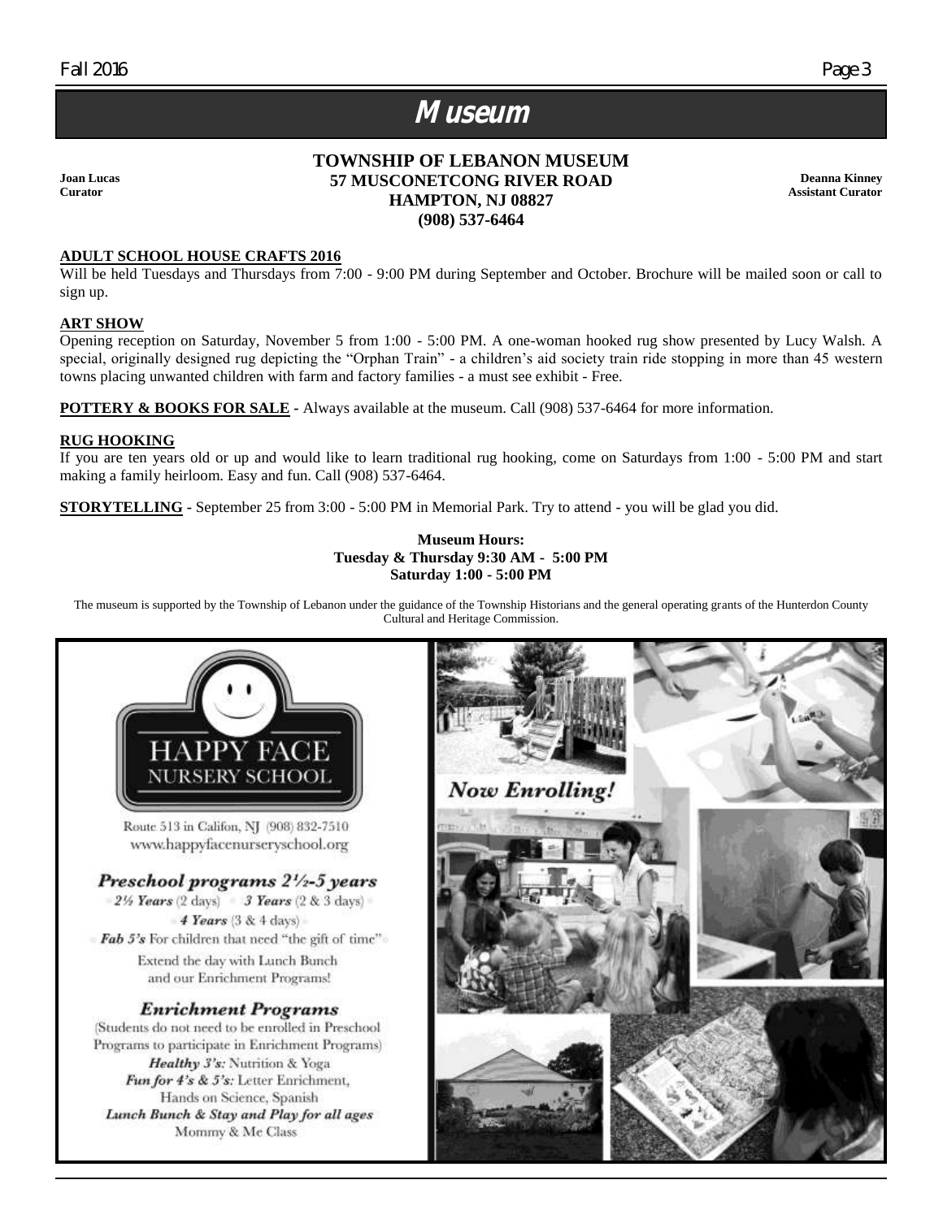# Museum

**Joan Lucas**
**Curator**

**TOWNSHIP OF LEBANON MUSEUM**
**57 MUSCONETCONG RIVER ROAD**
**HAMPTON, NJ 08827**
**(908) 537-6464**

**Deanna Kinney**
**Assistant Curator**

**ADULT SCHOOL HOUSE CRAFTS 2016**

Will be held Tuesdays and Thursdays from 7:00 - 9:00 PM during September and October. Brochure will be mailed soon or call to sign up.

**ART SHOW**

Opening reception on Saturday, November 5 from 1:00 - 5:00 PM. A one-woman hooked rug show presented by Lucy Walsh. A special, originally designed rug depicting the "Orphan Train" - a children's aid society train ride stopping in more than 45 western towns placing unwanted children with farm and factory families - a must see exhibit - Free.

**POTTERY & BOOKS FOR SALE** - Always available at the museum. Call (908) 537-6464 for more information.

**RUG HOOKING**

If you are ten years old or up and would like to learn traditional rug hooking, come on Saturdays from 1:00 - 5:00 PM and start making a family heirloom. Easy and fun. Call (908) 537-6464.

**STORYTELLING** - September 25 from 3:00 - 5:00 PM in Memorial Park. Try to attend - you will be glad you did.

**Museum Hours:**
**Tuesday & Thursday 9:30 AM - 5:00 PM**
**Saturday 1:00 - 5:00 PM**

The museum is supported by the Township of Lebanon under the guidance of the Township Historians and the general operating grants of the Hunterdon County Cultural and Heritage Commission.

HAPPY FACE NURSERY SCHOOL

Route 513 in Califon, NJ (908) 832-7510
www.happyfacenurseryschool.org

***Preschool programs 2½-5 years***

*2½ Years* (2 days) · *3 Years* (2 & 3 days) · *4 Years* (3 & 4 days) · *Fab 5's* For children that need "the gift of time"

Extend the day with Lunch Bunch and our Enrichment Programs!

***Enrichment Programs***

(Students do not need to be enrolled in Preschool Programs to participate in Enrichment Programs)

*Healthy 3's:* Nutrition & Yoga
*Fun for 4's & 5's:* Letter Enrichment, Hands on Science, Spanish
*Lunch Bunch & Stay and Play for all ages*
Mommy & Me Class

*Now Enrolling!*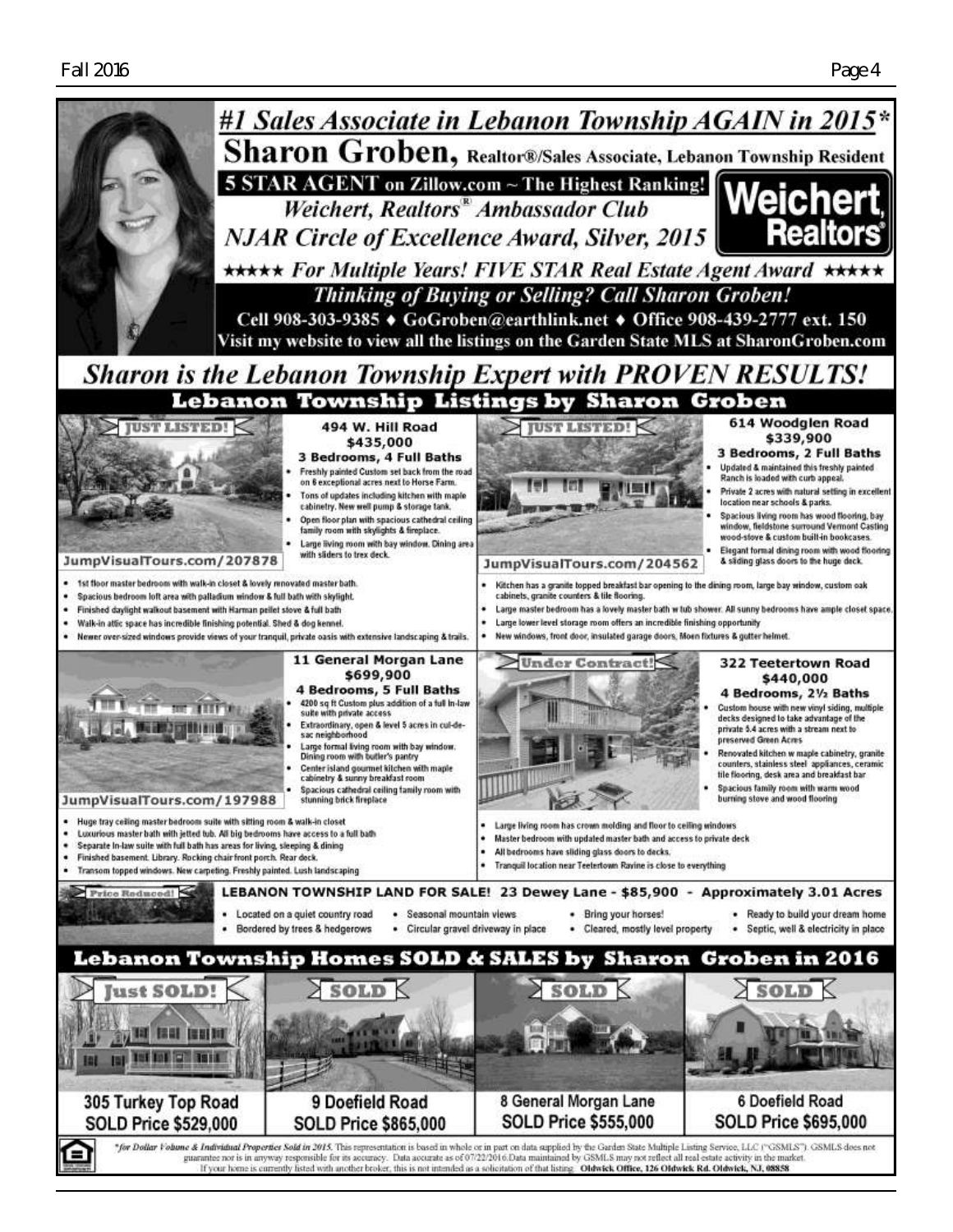# *#1 Sales Associate in Lebanon Township AGAIN in 2015**

## Sharon Groben, Realtor®/Sales Associate, Lebanon Township Resident

**5 STAR AGENT on Zillow.com ~ The Highest Ranking!**

*Weichert, Realtors® Ambassador Club*

*NJAR Circle of Excellence Award, Silver, 2015*

Weichert, Realtors®

★★★★★ *For Multiple Years! FIVE STAR Real Estate Agent Award* ★★★★★

*Thinking of Buying or Selling? Call Sharon Groben!*

Cell 908-303-9385 ♦ GoGroben@earthlink.net ♦ Office 908-439-2777 ext. 150

Visit my website to view all the listings on the Garden State MLS at SharonGroben.com

## *Sharon is the Lebanon Township Expert with PROVEN RESULTS!*

## Lebanon Township Listings by Sharon Groben

### JUST LISTED! — 494 W. Hill Road

**$435,000**

**3 Bedrooms, 4 Full Baths**

- Freshly painted Custom set back from the road on 8 exceptional acres next to Horse Farm.
- Tons of updates including kitchen with maple cabinetry. New well pump & storage tank.
- Open floor plan with spacious cathedral ceiling family room with skylights & fireplace.
- Large living room with bay window. Dining area with sliders to trex deck.
- 1st floor master bedroom with walk-in closet & lovely renovated master bath.
- Spacious bedroom loft area with palladium window & full bath with skylight.
- Finished daylight walkout basement with Harman pellet stove & full bath
- Walk-in attic space has incredible finishing potential. Shed & dog kennel.
- Newer over-sized windows provide views of your tranquil, private oasis with extensive landscaping & trails.

JumpVisualTours.com/207878

### JUST LISTED! — 614 Woodglen Road

**$339,900**

**3 Bedrooms, 2 Full Baths**

- Updated & maintained this freshly painted Ranch is loaded with curb appeal.
- Private 2 acres with natural setting in excellent location near schools & parks.
- Spacious living room has wood flooring, bay window, fieldstone surround Vermont Casting wood-stove & custom built-in bookcases.
- Elegant formal dining room with wood flooring & sliding glass doors to the huge deck.
- Kitchen has a granite topped breakfast bar opening to the dining room, large bay window, custom oak cabinets, granite counters & tile flooring.
- Large master bedroom has a lovely master bath w tub shower. All sunny bedrooms have ample closet space.
- Large lower level storage room offers an incredible finishing opportunity
- New windows, front door, insulated garage doors, Moen fixtures & gutter helmet.

JumpVisualTours.com/204562

### 11 General Morgan Lane

**$699,900**

**4 Bedrooms, 5 Full Baths**

- 4200 sq ft Custom plus addition of a full In-law suite with private access
- Extraordinary, open & level 5 acres in cul-de-sac neighborhood
- Large formal living room with bay window. Dining room with butler's pantry
- Center island gourmet kitchen with maple cabinetry & sunny breakfast room
- Spacious cathedral ceiling family room with stunning brick fireplace
- Huge tray ceiling master bedroom suite with sitting room & walk-in closet
- Luxurious master bath with jetted tub. All big bedrooms have access to a full bath
- Separate In-law suite with full bath has areas for living, sleeping & dining
- Finished basement. Library. Rocking chair front porch. Rear deck.
- Transom topped windows. New carpeting. Freshly painted. Lush landscaping

JumpVisualTours.com/197988

### Under Contract! — 322 Teetertown Road

**$440,000**

**4 Bedrooms, 2½ Baths**

- Custom house with new vinyl siding, multiple decks designed to take advantage of the private 5.4 acres with a stream next to preserved Green Acres
- Renovated kitchen w maple cabinetry, granite counters, stainless steel appliances, ceramic tile flooring, desk area and breakfast bar
- Spacious family room with warm wood burning stove and wood flooring
- Large living room has crown molding and floor to ceiling windows
- Master bedroom with updated master bath and access to private deck
- All bedrooms have sliding glass doors to decks.
- Tranquil location near Teetertown Ravine is close to everything

### Price Reduced! — LEBANON TOWNSHIP LAND FOR SALE! 23 Dewey Lane - $85,900 - Approximately 3.01 Acres

- Located on a quiet country road
- Bordered by trees & hedgerows
- Seasonal mountain views
- Circular gravel driveway in place
- Bring your horses!
- Cleared, mostly level property
- Ready to build your dream home
- Septic, well & electricity in place

## Lebanon Township Homes SOLD & SALES by Sharon Groben in 2016

| Just SOLD! | SOLD | SOLD | SOLD |
|---|---|---|---|
| 305 Turkey Top Road | 9 Doefield Road | 8 General Morgan Lane | 6 Doefield Road |
| SOLD Price $529,000 | SOLD Price $865,000 | SOLD Price $555,000 | SOLD Price $695,000 |

**for Dollar Volume & Individual Properties Sold in 2015.* This representation is based in whole or in part on data supplied by the Garden State Multiple Listing Service, LLC ("GSMLS"). GSMLS does not guarantee nor is in anyway responsible for its accuracy. Data accurate as of 07/22/2016.Data maintained by GSMLS may not reflect all real estate activity in the market. If your home is currently listed with another broker, this is not intended as a solicitation of that listing. **Oldwick Office, 126 Oldwick Rd. Oldwick, NJ, 08858**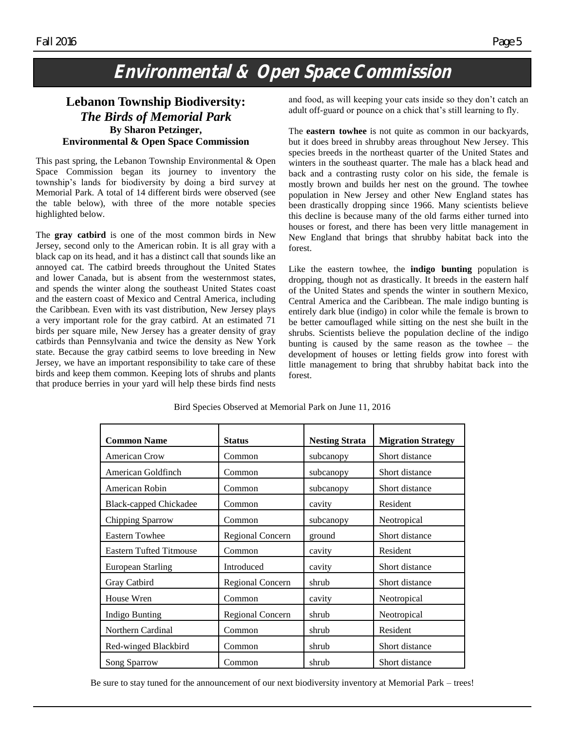# Environmental & Open Space Commission

## Lebanon Township Biodiversity:
### *The Birds of Memorial Park*
**By Sharon Petzinger,**
**Environmental & Open Space Commission**

This past spring, the Lebanon Township Environmental & Open Space Commission began its journey to inventory the township's lands for biodiversity by doing a bird survey at Memorial Park. A total of 14 different birds were observed (see the table below), with three of the more notable species highlighted below.

The **gray catbird** is one of the most common birds in New Jersey, second only to the American robin. It is all gray with a black cap on its head, and it has a distinct call that sounds like an annoyed cat. The catbird breeds throughout the United States and lower Canada, but is absent from the westernmost states, and spends the winter along the southeast United States coast and the eastern coast of Mexico and Central America, including the Caribbean. Even with its vast distribution, New Jersey plays a very important role for the gray catbird. At an estimated 71 birds per square mile, New Jersey has a greater density of gray catbirds than Pennsylvania and twice the density as New York state. Because the gray catbird seems to love breeding in New Jersey, we have an important responsibility to take care of these birds and keep them common. Keeping lots of shrubs and plants that produce berries in your yard will help these birds find nests and food, as will keeping your cats inside so they don't catch an adult off-guard or pounce on a chick that's still learning to fly.

The **eastern towhee** is not quite as common in our backyards, but it does breed in shrubby areas throughout New Jersey. This species breeds in the northeast quarter of the United States and winters in the southeast quarter. The male has a black head and back and a contrasting rusty color on his side, the female is mostly brown and builds her nest on the ground. The towhee population in New Jersey and other New England states has been drastically dropping since 1966. Many scientists believe this decline is because many of the old farms either turned into houses or forest, and there has been very little management in New England that brings that shrubby habitat back into the forest.

Like the eastern towhee, the **indigo bunting** population is dropping, though not as drastically. It breeds in the eastern half of the United States and spends the winter in southern Mexico, Central America and the Caribbean. The male indigo bunting is entirely dark blue (indigo) in color while the female is brown to be better camouflaged while sitting on the nest she built in the shrubs. Scientists believe the population decline of the indigo bunting is caused by the same reason as the towhee – the development of houses or letting fields grow into forest with little management to bring that shrubby habitat back into the forest.

Bird Species Observed at Memorial Park on June 11, 2016

| Common Name | Status | Nesting Strata | Migration Strategy |
|---|---|---|---|
| American Crow | Common | subcanopy | Short distance |
| American Goldfinch | Common | subcanopy | Short distance |
| American Robin | Common | subcanopy | Short distance |
| Black-capped Chickadee | Common | cavity | Resident |
| Chipping Sparrow | Common | subcanopy | Neotropical |
| Eastern Towhee | Regional Concern | ground | Short distance |
| Eastern Tufted Titmouse | Common | cavity | Resident |
| European Starling | Introduced | cavity | Short distance |
| Gray Catbird | Regional Concern | shrub | Short distance |
| House Wren | Common | cavity | Neotropical |
| Indigo Bunting | Regional Concern | shrub | Neotropical |
| Northern Cardinal | Common | shrub | Resident |
| Red-winged Blackbird | Common | shrub | Short distance |
| Song Sparrow | Common | shrub | Short distance |

Be sure to stay tuned for the announcement of our next biodiversity inventory at Memorial Park – trees!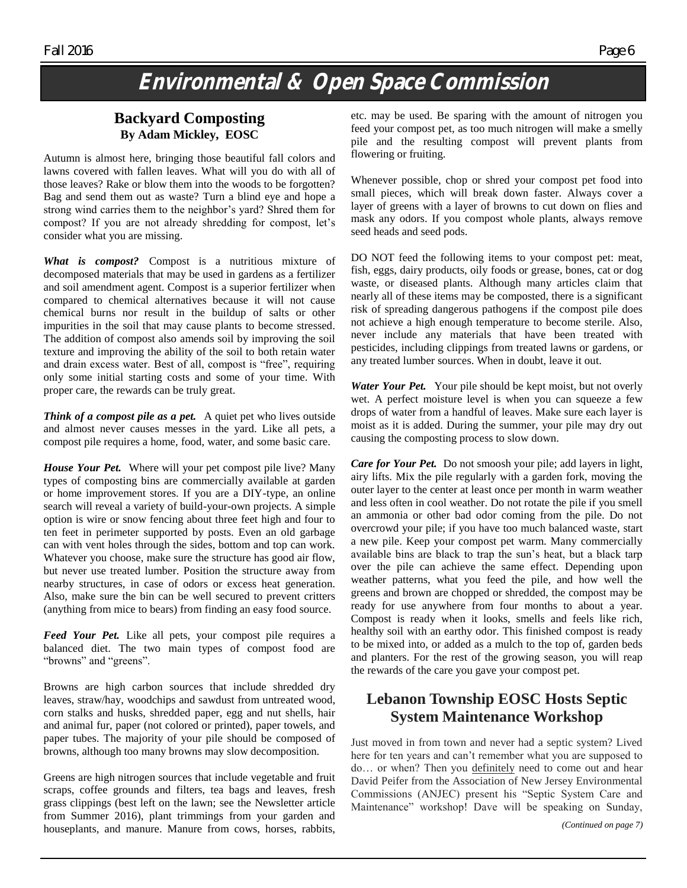# Environmental & Open Space Commission

## Backyard Composting

**By Adam Mickley, EOSC**

Autumn is almost here, bringing those beautiful fall colors and lawns covered with fallen leaves. What will you do with all of those leaves? Rake or blow them into the woods to be forgotten? Bag and send them out as waste? Turn a blind eye and hope a strong wind carries them to the neighbor's yard? Shred them for compost? If you are not already shredding for compost, let's consider what you are missing.

***What is compost?*** Compost is a nutritious mixture of decomposed materials that may be used in gardens as a fertilizer and soil amendment agent. Compost is a superior fertilizer when compared to chemical alternatives because it will not cause chemical burns nor result in the buildup of salts or other impurities in the soil that may cause plants to become stressed. The addition of compost also amends soil by improving the soil texture and improving the ability of the soil to both retain water and drain excess water. Best of all, compost is "free", requiring only some initial starting costs and some of your time. With proper care, the rewards can be truly great.

***Think of a compost pile as a pet.*** A quiet pet who lives outside and almost never causes messes in the yard. Like all pets, a compost pile requires a home, food, water, and some basic care.

***House Your Pet.*** Where will your pet compost pile live? Many types of composting bins are commercially available at garden or home improvement stores. If you are a DIY-type, an online search will reveal a variety of build-your-own projects. A simple option is wire or snow fencing about three feet high and four to ten feet in perimeter supported by posts. Even an old garbage can with vent holes through the sides, bottom and top can work. Whatever you choose, make sure the structure has good air flow, but never use treated lumber. Position the structure away from nearby structures, in case of odors or excess heat generation. Also, make sure the bin can be well secured to prevent critters (anything from mice to bears) from finding an easy food source.

***Feed Your Pet.*** Like all pets, your compost pile requires a balanced diet. The two main types of compost food are "browns" and "greens".

Browns are high carbon sources that include shredded dry leaves, straw/hay, woodchips and sawdust from untreated wood, corn stalks and husks, shredded paper, egg and nut shells, hair and animal fur, paper (not colored or printed), paper towels, and paper tubes. The majority of your pile should be composed of browns, although too many browns may slow decomposition.

Greens are high nitrogen sources that include vegetable and fruit scraps, coffee grounds and filters, tea bags and leaves, fresh grass clippings (best left on the lawn; see the Newsletter article from Summer 2016), plant trimmings from your garden and houseplants, and manure. Manure from cows, horses, rabbits, etc. may be used. Be sparing with the amount of nitrogen you feed your compost pet, as too much nitrogen will make a smelly pile and the resulting compost will prevent plants from flowering or fruiting.

Whenever possible, chop or shred your compost pet food into small pieces, which will break down faster. Always cover a layer of greens with a layer of browns to cut down on flies and mask any odors. If you compost whole plants, always remove seed heads and seed pods.

DO NOT feed the following items to your compost pet: meat, fish, eggs, dairy products, oily foods or grease, bones, cat or dog waste, or diseased plants. Although many articles claim that nearly all of these items may be composted, there is a significant risk of spreading dangerous pathogens if the compost pile does not achieve a high enough temperature to become sterile. Also, never include any materials that have been treated with pesticides, including clippings from treated lawns or gardens, or any treated lumber sources. When in doubt, leave it out.

***Water Your Pet.*** Your pile should be kept moist, but not overly wet. A perfect moisture level is when you can squeeze a few drops of water from a handful of leaves. Make sure each layer is moist as it is added. During the summer, your pile may dry out causing the composting process to slow down.

***Care for Your Pet.*** Do not smoosh your pile; add layers in light, airy lifts. Mix the pile regularly with a garden fork, moving the outer layer to the center at least once per month in warm weather and less often in cool weather. Do not rotate the pile if you smell an ammonia or other bad odor coming from the pile. Do not overcrowd your pile; if you have too much balanced waste, start a new pile. Keep your compost pet warm. Many commercially available bins are black to trap the sun's heat, but a black tarp over the pile can achieve the same effect. Depending upon weather patterns, what you feed the pile, and how well the greens and brown are chopped or shredded, the compost may be ready for use anywhere from four months to about a year. Compost is ready when it looks, smells and feels like rich, healthy soil with an earthy odor. This finished compost is ready to be mixed into, or added as a mulch to the top of, garden beds and planters. For the rest of the growing season, you will reap the rewards of the care you gave your compost pet.

## Lebanon Township EOSC Hosts Septic System Maintenance Workshop

Just moved in from town and never had a septic system? Lived here for ten years and can't remember what you are supposed to do… or when? Then you definitely need to come out and hear David Peifer from the Association of New Jersey Environmental Commissions (ANJEC) present his "Septic System Care and Maintenance" workshop! Dave will be speaking on Sunday,

*(Continued on page 7)*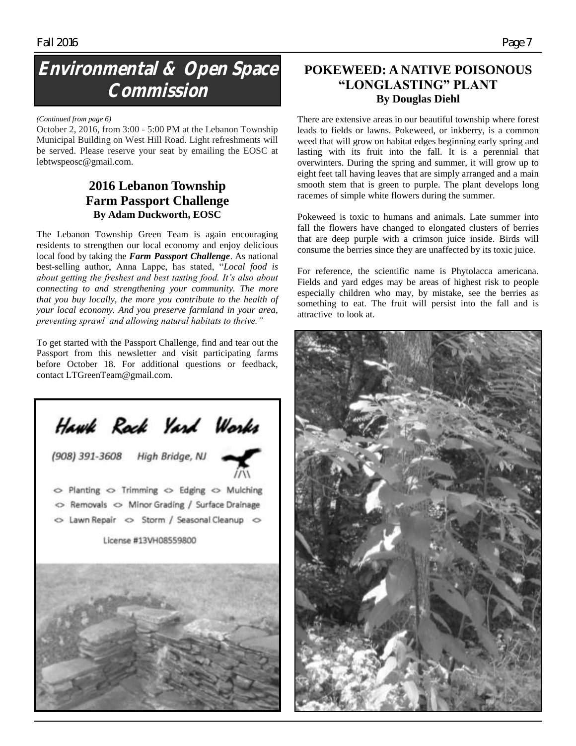# Environmental & Open Space Commission

*(Continued from page 6)*

October 2, 2016, from 3:00 - 5:00 PM at the Lebanon Township Municipal Building on West Hill Road. Light refreshments will be served. Please reserve your seat by emailing the EOSC at lebtwspeosc@gmail.com.

## 2016 Lebanon Township Farm Passport Challenge

**By Adam Duckworth, EOSC**

The Lebanon Township Green Team is again encouraging residents to strengthen our local economy and enjoy delicious local food by taking the ***Farm Passport Challenge***. As national best-selling author, Anna Lappe, has stated, "*Local food is about getting the freshest and best tasting food. It's also about connecting to and strengthening your community. The more that you buy locally, the more you contribute to the health of your local economy. And you preserve farmland in your area, preventing sprawl and allowing natural habitats to thrive.*"

To get started with the Passport Challenge, find and tear out the Passport from this newsletter and visit participating farms before October 18. For additional questions or feedback, contact LTGreenTeam@gmail.com.

Hawk Rock Yard Works

(908) 391-3608 High Bridge, NJ

◇ Planting ◇ Trimming ◇ Edging ◇ Mulching
◇ Removals ◇ Minor Grading / Surface Drainage
◇ Lawn Repair ◇ Storm / Seasonal Cleanup ◇

License #13VH08559800

## POKEWEED: A NATIVE POISONOUS "LONGLASTING" PLANT

**By Douglas Diehl**

There are extensive areas in our beautiful township where forest leads to fields or lawns. Pokeweed, or inkberry, is a common weed that will grow on habitat edges beginning early spring and lasting with its fruit into the fall. It is a perennial that overwinters. During the spring and summer, it will grow up to eight feet tall having leaves that are simply arranged and a main smooth stem that is green to purple. The plant develops long racemes of simple white flowers during the summer.

Pokeweed is toxic to humans and animals. Late summer into fall the flowers have changed to elongated clusters of berries that are deep purple with a crimson juice inside. Birds will consume the berries since they are unaffected by its toxic juice.

For reference, the scientific name is Phytolacca americana. Fields and yard edges may be areas of highest risk to people especially children who may, by mistake, see the berries as something to eat. The fruit will persist into the fall and is attractive to look at.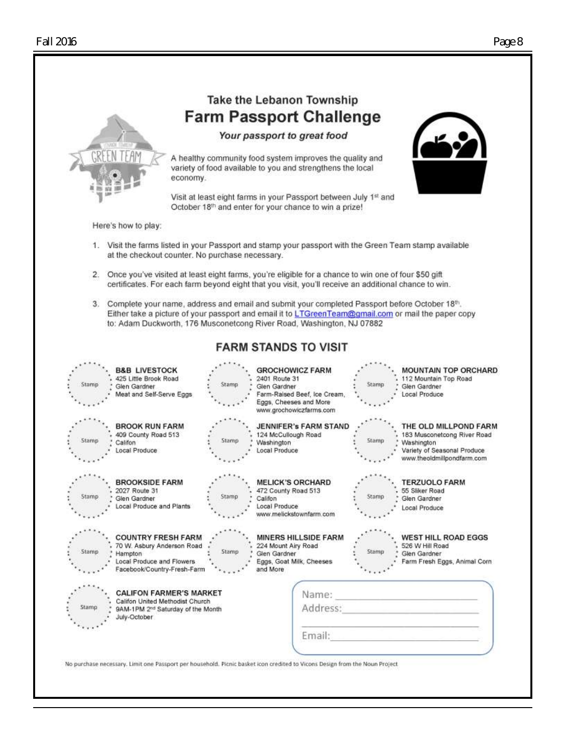## Take the Lebanon Township

# Farm Passport Challenge

***Your passport to great food***

A healthy community food system improves the quality and variety of food available to you and strengthens the local economy.

Visit at least eight farms in your Passport between July 1st and October 18th and enter for your chance to win a prize!

Here's how to play:

1. Visit the farms listed in your Passport and stamp your passport with the Green Team stamp available at the checkout counter. No purchase necessary.
2. Once you've visited at least eight farms, you're eligible for a chance to win one of four $50 gift certificates. For each farm beyond eight that you visit, you'll receive an additional chance to win.
3. Complete your name, address and email and submit your completed Passport before October 18th. Either take a picture of your passport and email it to LTGreenTeam@gmail.com or mail the paper copy to: Adam Duckworth, 176 Musconetcong River Road, Washington, NJ 07882

## FARM STANDS TO VISIT

Stamp
**B&B LIVESTOCK**
425 Little Brook Road
Glen Gardner
Meat and Self-Serve Eggs

Stamp
**GROCHOWICZ FARM**
2401 Route 31
Glen Gardner
Farm-Raised Beef, Ice Cream, Eggs, Cheeses and More
www.grochowiczfarms.com

Stamp
**MOUNTAIN TOP ORCHARD**
112 Mountain Top Road
Glen Gardner
Local Produce

Stamp
**BROOK RUN FARM**
409 County Road 513
Califon
Local Produce

Stamp
**JENNIFER's FARM STAND**
124 McCullough Road
Washington
Local Produce

Stamp
**THE OLD MILLPOND FARM**
183 Musconetcong River Road
Washington
Variety of Seasonal Produce
www.theoldmillpondfarm.com

Stamp
**BROOKSIDE FARM**
2027 Route 31
Glen Gardner
Local Produce and Plants

Stamp
**MELICK'S ORCHARD**
472 County Road 513
Califon
Local Produce
www.melickstownfarm.com

Stamp
**TERZUOLO FARM**
55 Sliker Road
Glen Gardner
Local Produce

Stamp
**COUNTRY FRESH FARM**
70 W. Asbury Anderson Road
Hampton
Local Produce and Flowers
Facebook/Country-Fresh-Farm

Stamp
**MINERS HILLSIDE FARM**
224 Mount Airy Road
Glen Gardner
Eggs, Goat Milk, Cheeses and More

Stamp
**WEST HILL ROAD EGGS**
526 W Hill Road
Glen Gardner
Farm Fresh Eggs, Animal Corn

Stamp
**CALIFON FARMER'S MARKET**
Califon United Methodist Church
9AM-1PM 2nd Saturday of the Month
July-October

Name: ______________________
Address: ______________________
______________________
Email: ______________________

No purchase necessary. Limit one Passport per household. Picnic basket icon credited to Vicons Design from the Noun Project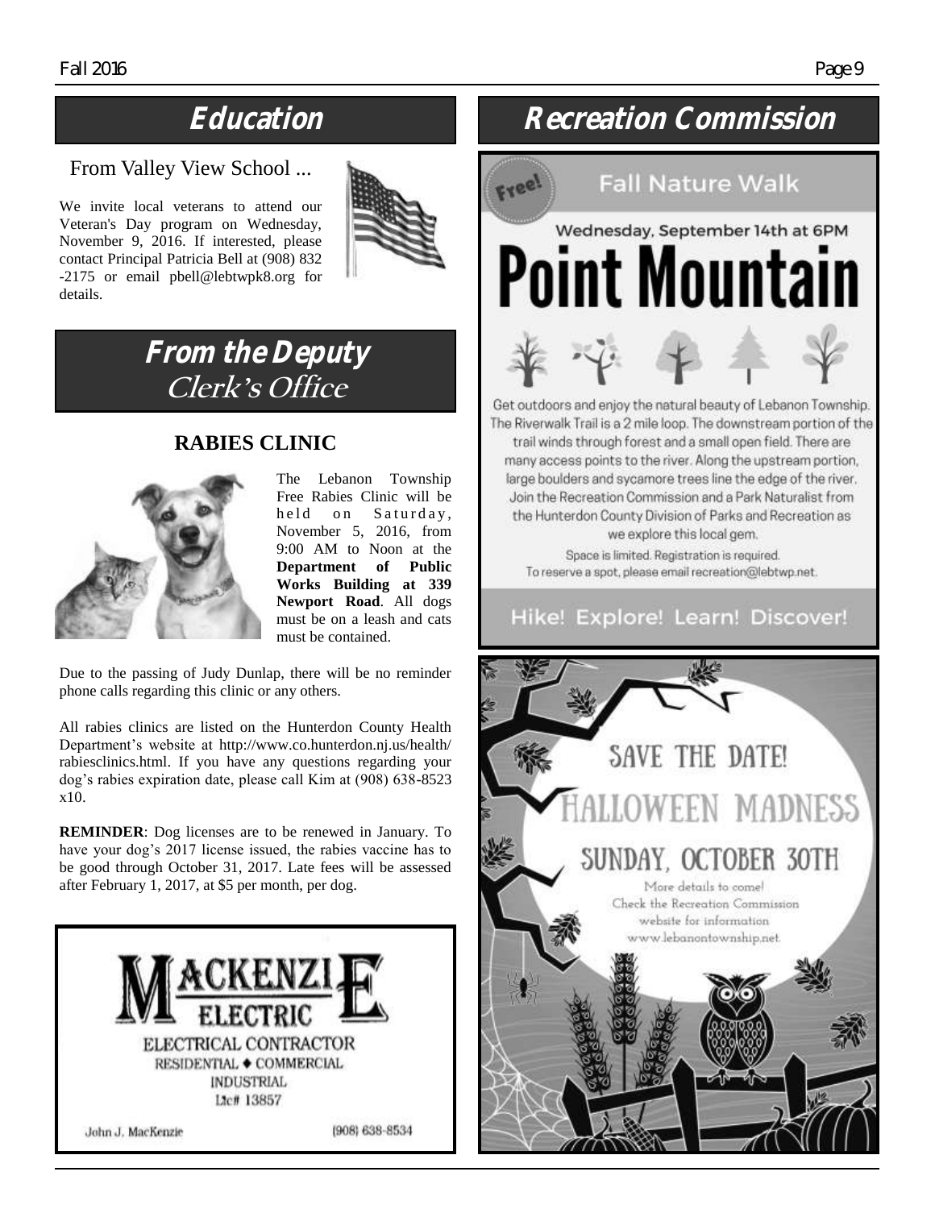# Education

From Valley View School ...

We invite local veterans to attend our Veteran's Day program on Wednesday, November 9, 2016. If interested, please contact Principal Patricia Bell at (908) 832-2175 or email pbell@lebtwpk8.org for details.

# From the Deputy Clerk's Office

## RABIES CLINIC

The Lebanon Township Free Rabies Clinic will be held on Saturday, November 5, 2016, from 9:00 AM to Noon at the **Department of Public Works Building at 339 Newport Road**. All dogs must be on a leash and cats must be contained.

Due to the passing of Judy Dunlap, there will be no reminder phone calls regarding this clinic or any others.

All rabies clinics are listed on the Hunterdon County Health Department's website at http://www.co.hunterdon.nj.us/health/rabiesclinics.html. If you have any questions regarding your dog's rabies expiration date, please call Kim at (908) 638-8523 x10.

**REMINDER**: Dog licenses are to be renewed in January. To have your dog's 2017 license issued, the rabies vaccine has to be good through October 31, 2017. Late fees will be assessed after February 1, 2017, at $5 per month, per dog.

MACKENZIE ELECTRIC

ELECTRICAL CONTRACTOR

RESIDENTIAL ♦ COMMERCIAL

INDUSTRIAL

Lic# 13857

John J. MacKenzie (908) 638-8534

# Recreation Commission

Free!

## Fall Nature Walk

Wednesday, September 14th at 6PM

## Point Mountain

Get outdoors and enjoy the natural beauty of Lebanon Township. The Riverwalk Trail is a 2 mile loop. The downstream portion of the trail winds through forest and a small open field. There are many access points to the river. Along the upstream portion, large boulders and sycamore trees line the edge of the river. Join the Recreation Commission and a Park Naturalist from the Hunterdon County Division of Parks and Recreation as we explore this local gem.

Space is limited. Registration is required.
To reserve a spot, please email recreation@lebtwp.net.

Hike! Explore! Learn! Discover!

SAVE THE DATE!

## HALLOWEEN MADNESS

SUNDAY, OCTOBER 30TH

More details to come!
Check the Recreation Commission website for information
www.lebanontownship.net.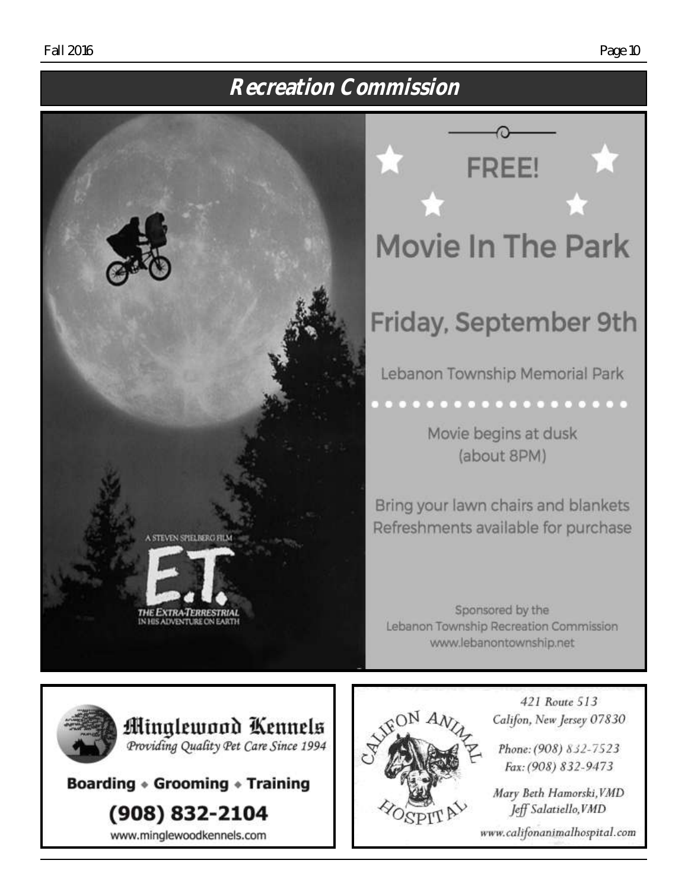## Recreation Commission

A STEVEN SPIELBERG FILM

E.T.

THE EXTRA-TERRESTRIAL
IN HIS ADVENTURE ON EARTH

# FREE!

# Movie In The Park

## Friday, September 9th

Lebanon Township Memorial Park

Movie begins at dusk
(about 8PM)

Bring your lawn chairs and blankets
Refreshments available for purchase

Sponsored by the
Lebanon Township Recreation Commission
www.lebanontownship.net

---

**Minglewood Kennels**
*Providing Quality Pet Care Since 1994*

**Boarding • Grooming • Training**

**(908) 832-2104**

www.minglewoodkennels.com

---

**Califon Animal Hospital**

421 Route 513
Califon, New Jersey 07830

Phone: (908) 832-7523
Fax: (908) 832-9473

Mary Beth Hamorski, VMD
Jeff Salatiello, VMD

www.califonanimalhospital.com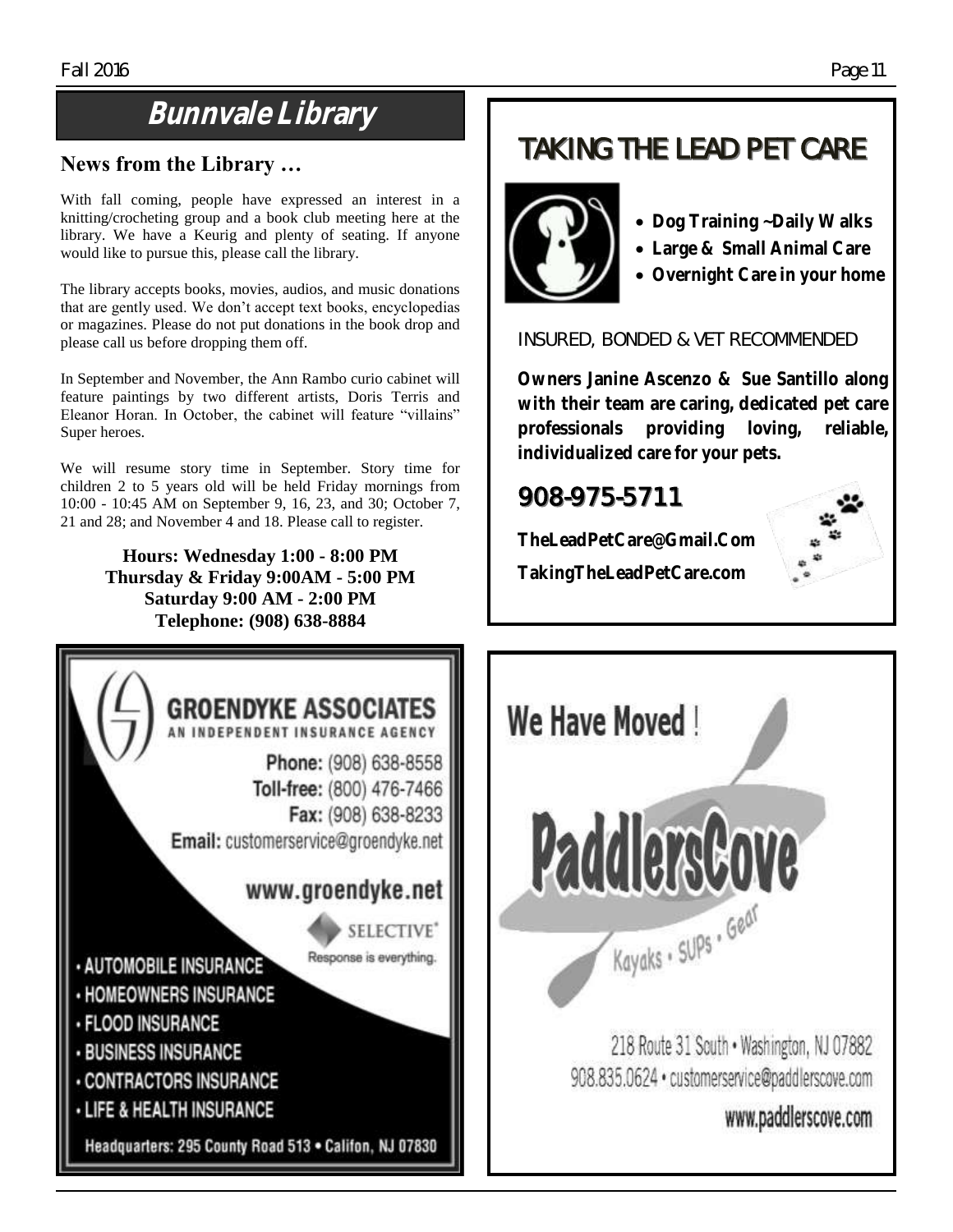# Bunnvale Library

## News from the Library …

With fall coming, people have expressed an interest in a knitting/crocheting group and a book club meeting here at the library. We have a Keurig and plenty of seating. If anyone would like to pursue this, please call the library.

The library accepts books, movies, audios, and music donations that are gently used. We don't accept text books, encyclopedias or magazines. Please do not put donations in the book drop and please call us before dropping them off.

In September and November, the Ann Rambo curio cabinet will feature paintings by two different artists, Doris Terris and Eleanor Horan. In October, the cabinet will feature "villains" Super heroes.

We will resume story time in September. Story time for children 2 to 5 years old will be held Friday mornings from 10:00 - 10:45 AM on September 9, 16, 23, and 30; October 7, 21 and 28; and November 4 and 18. Please call to register.

**Hours: Wednesday 1:00 - 8:00 PM**
**Thursday & Friday 9:00AM - 5:00 PM**
**Saturday 9:00 AM - 2:00 PM**
**Telephone: (908) 638-8884**

## TAKING THE LEAD PET CARE

- **Dog Training ~Daily Walks**
- **Large & Small Animal Care**
- **Overnight Care in your home**

INSURED, BONDED & VET RECOMMENDED

**Owners Janine Ascenzo & Sue Santillo along with their team are caring, dedicated pet care professionals providing loving, reliable, individualized care for your pets.**

**908-975-5711**

**TheLeadPetCare@Gmail.Com**

**TakingTheLeadPetCare.com**

## GROENDYKE ASSOCIATES

AN INDEPENDENT INSURANCE AGENCY

**Phone:** (908) 638-8558
**Toll-free:** (800) 476-7466
**Fax:** (908) 638-8233
**Email:** customerservice@groendyke.net

www.groendyke.net

SELECTIVE® Response is everything.

- AUTOMOBILE INSURANCE
- HOMEOWNERS INSURANCE
- FLOOD INSURANCE
- BUSINESS INSURANCE
- CONTRACTORS INSURANCE
- LIFE & HEALTH INSURANCE

Headquarters: 295 County Road 513 • Califon, NJ 07830

## We Have Moved !

**PaddlersCove**

Kayaks • SUPs • Gear

218 Route 31 South • Washington, NJ 07882
908.835.0624 • customerservice@paddlerscove.com
www.paddlerscove.com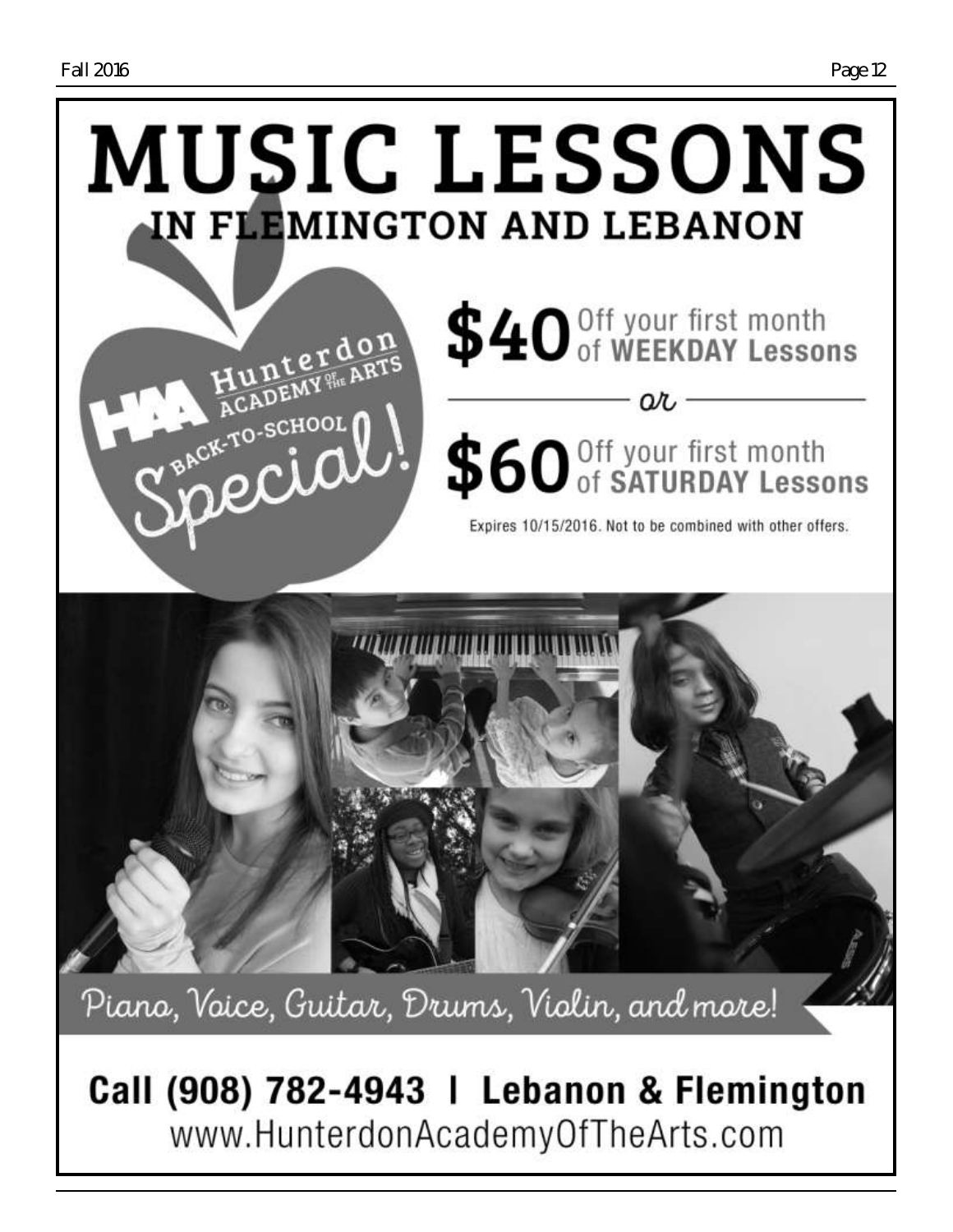# MUSIC LESSONS

## IN FLEMINGTON AND LEBANON

HAA Hunterdon Academy of the Arts

BACK-TO-SCHOOL Special!

**$40** Off your first month of **WEEKDAY Lessons**

*or*

**$60** Off your first month of **SATURDAY Lessons**

Expires 10/15/2016. Not to be combined with other offers.

*Piano, Voice, Guitar, Drums, Violin, and more!*

**Call (908) 782-4943 | Lebanon & Flemington**

www.HunterdonAcademyOfTheArts.com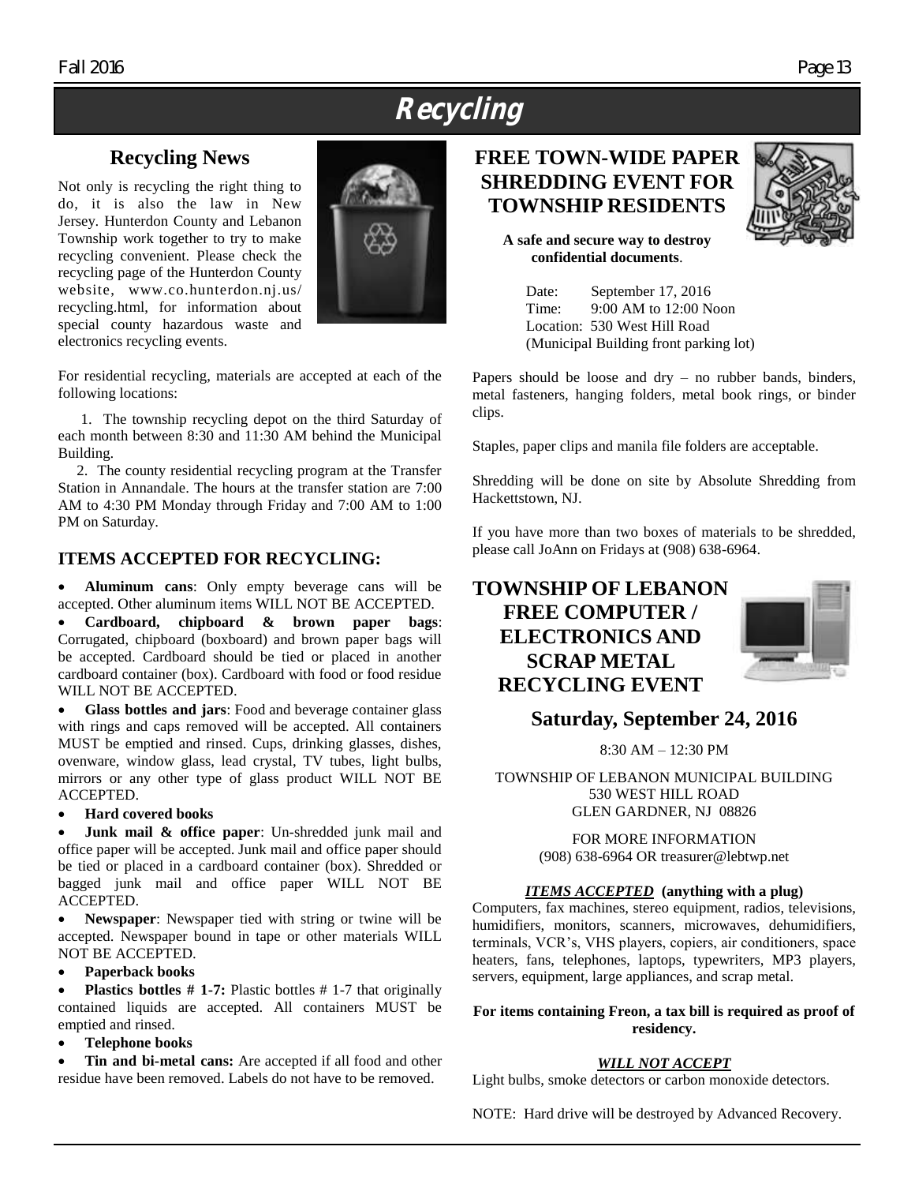# Recycling

## Recycling News

Not only is recycling the right thing to do, it is also the law in New Jersey. Hunterdon County and Lebanon Township work together to try to make recycling convenient. Please check the recycling page of the Hunterdon County website, www.co.hunterdon.nj.us/recycling.html, for information about special county hazardous waste and electronics recycling events.

For residential recycling, materials are accepted at each of the following locations:

1. The township recycling depot on the third Saturday of each month between 8:30 and 11:30 AM behind the Municipal Building.
2. The county residential recycling program at the Transfer Station in Annandale. The hours at the transfer station are 7:00 AM to 4:30 PM Monday through Friday and 7:00 AM to 1:00 PM on Saturday.

### ITEMS ACCEPTED FOR RECYCLING:

- **Aluminum cans**: Only empty beverage cans will be accepted. Other aluminum items WILL NOT BE ACCEPTED.
- **Cardboard, chipboard & brown paper bags**: Corrugated, chipboard (boxboard) and brown paper bags will be accepted. Cardboard should be tied or placed in another cardboard container (box). Cardboard with food or food residue WILL NOT BE ACCEPTED.
- **Glass bottles and jars**: Food and beverage container glass with rings and caps removed will be accepted. All containers MUST be emptied and rinsed. Cups, drinking glasses, dishes, ovenware, window glass, lead crystal, TV tubes, light bulbs, mirrors or any other type of glass product WILL NOT BE ACCEPTED.
- **Hard covered books**
- **Junk mail & office paper**: Un-shredded junk mail and office paper will be accepted. Junk mail and office paper should be tied or placed in a cardboard container (box). Shredded or bagged junk mail and office paper WILL NOT BE ACCEPTED.
- **Newspaper**: Newspaper tied with string or twine will be accepted. Newspaper bound in tape or other materials WILL NOT BE ACCEPTED.
- **Paperback books**
- **Plastics bottles # 1-7:** Plastic bottles # 1-7 that originally contained liquids are accepted. All containers MUST be emptied and rinsed.
- **Telephone books**
- **Tin and bi-metal cans:** Are accepted if all food and other residue have been removed. Labels do not have to be removed.

## FREE TOWN-WIDE PAPER SHREDDING EVENT FOR TOWNSHIP RESIDENTS

**A safe and secure way to destroy confidential documents**.

Date: September 17, 2016
Time: 9:00 AM to 12:00 Noon
Location: 530 West Hill Road
(Municipal Building front parking lot)

Papers should be loose and dry – no rubber bands, binders, metal fasteners, hanging folders, metal book rings, or binder clips.

Staples, paper clips and manila file folders are acceptable.

Shredding will be done on site by Absolute Shredding from Hackettstown, NJ.

If you have more than two boxes of materials to be shredded, please call JoAnn on Fridays at (908) 638-6964.

## TOWNSHIP OF LEBANON FREE COMPUTER / ELECTRONICS AND SCRAP METAL RECYCLING EVENT

### Saturday, September 24, 2016

8:30 AM – 12:30 PM

TOWNSHIP OF LEBANON MUNICIPAL BUILDING
530 WEST HILL ROAD
GLEN GARDNER, NJ 08826

FOR MORE INFORMATION
(908) 638-6964 OR treasurer@lebtwp.net

***ITEMS ACCEPTED*** **(anything with a plug)**

Computers, fax machines, stereo equipment, radios, televisions, humidifiers, monitors, scanners, microwaves, dehumidifiers, terminals, VCR's, VHS players, copiers, air conditioners, space heaters, fans, telephones, laptops, typewriters, MP3 players, servers, equipment, large appliances, and scrap metal.

**For items containing Freon, a tax bill is required as proof of residency.**

***WILL NOT ACCEPT***

Light bulbs, smoke detectors or carbon monoxide detectors.

NOTE: Hard drive will be destroyed by Advanced Recovery.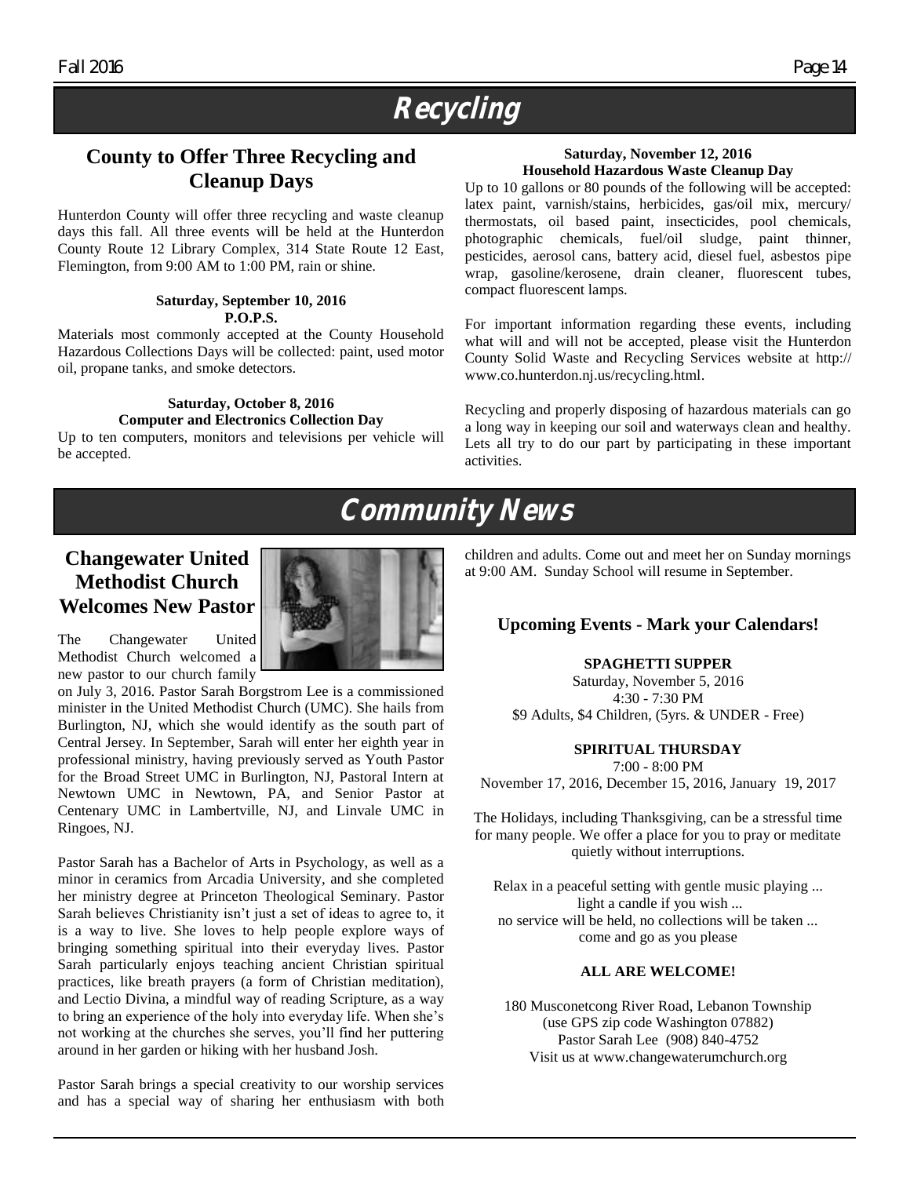# Recycling

## County to Offer Three Recycling and Cleanup Days

Hunterdon County will offer three recycling and waste cleanup days this fall. All three events will be held at the Hunterdon County Route 12 Library Complex, 314 State Route 12 East, Flemington, from 9:00 AM to 1:00 PM, rain or shine.

**Saturday, September 10, 2016**
**P.O.P.S.**

Materials most commonly accepted at the County Household Hazardous Collections Days will be collected: paint, used motor oil, propane tanks, and smoke detectors.

**Saturday, October 8, 2016**
**Computer and Electronics Collection Day**

Up to ten computers, monitors and televisions per vehicle will be accepted.

**Saturday, November 12, 2016**
**Household Hazardous Waste Cleanup Day**

Up to 10 gallons or 80 pounds of the following will be accepted: latex paint, varnish/stains, herbicides, gas/oil mix, mercury/thermostats, oil based paint, insecticides, pool chemicals, photographic chemicals, fuel/oil sludge, paint thinner, pesticides, aerosol cans, battery acid, diesel fuel, asbestos pipe wrap, gasoline/kerosene, drain cleaner, fluorescent tubes, compact fluorescent lamps.

For important information regarding these events, including what will and will not be accepted, please visit the Hunterdon County Solid Waste and Recycling Services website at http://www.co.hunterdon.nj.us/recycling.html.

Recycling and properly disposing of hazardous materials can go a long way in keeping our soil and waterways clean and healthy. Lets all try to do our part by participating in these important activities.

# Community News

## Changewater United Methodist Church Welcomes New Pastor

The Changewater United Methodist Church welcomed a new pastor to our church family on July 3, 2016. Pastor Sarah Borgstrom Lee is a commissioned minister in the United Methodist Church (UMC). She hails from Burlington, NJ, which she would identify as the south part of Central Jersey. In September, Sarah will enter her eighth year in professional ministry, having previously served as Youth Pastor for the Broad Street UMC in Burlington, NJ, Pastoral Intern at Newtown UMC in Newtown, PA, and Senior Pastor at Centenary UMC in Lambertville, NJ, and Linvale UMC in Ringoes, NJ.

Pastor Sarah has a Bachelor of Arts in Psychology, as well as a minor in ceramics from Arcadia University, and she completed her ministry degree at Princeton Theological Seminary. Pastor Sarah believes Christianity isn't just a set of ideas to agree to, it is a way to live. She loves to help people explore ways of bringing something spiritual into their everyday lives. Pastor Sarah particularly enjoys teaching ancient Christian spiritual practices, like breath prayers (a form of Christian meditation), and Lectio Divina, a mindful way of reading Scripture, as a way to bring an experience of the holy into everyday life. When she's not working at the churches she serves, you'll find her puttering around in her garden or hiking with her husband Josh.

Pastor Sarah brings a special creativity to our worship services and has a special way of sharing her enthusiasm with both children and adults. Come out and meet her on Sunday mornings at 9:00 AM. Sunday School will resume in September.

### Upcoming Events - Mark your Calendars!

**SPAGHETTI SUPPER**

Saturday, November 5, 2016
4:30 - 7:30 PM
$9 Adults, $4 Children, (5yrs. & UNDER - Free)

**SPIRITUAL THURSDAY**

7:00 - 8:00 PM
November 17, 2016, December 15, 2016, January 19, 2017

The Holidays, including Thanksgiving, can be a stressful time for many people. We offer a place for you to pray or meditate quietly without interruptions.

Relax in a peaceful setting with gentle music playing ...
light a candle if you wish ...
no service will be held, no collections will be taken ...
come and go as you please

**ALL ARE WELCOME!**

180 Musconetcong River Road, Lebanon Township
(use GPS zip code Washington 07882)
Pastor Sarah Lee (908) 840-4752
Visit us at www.changewaterumchurch.org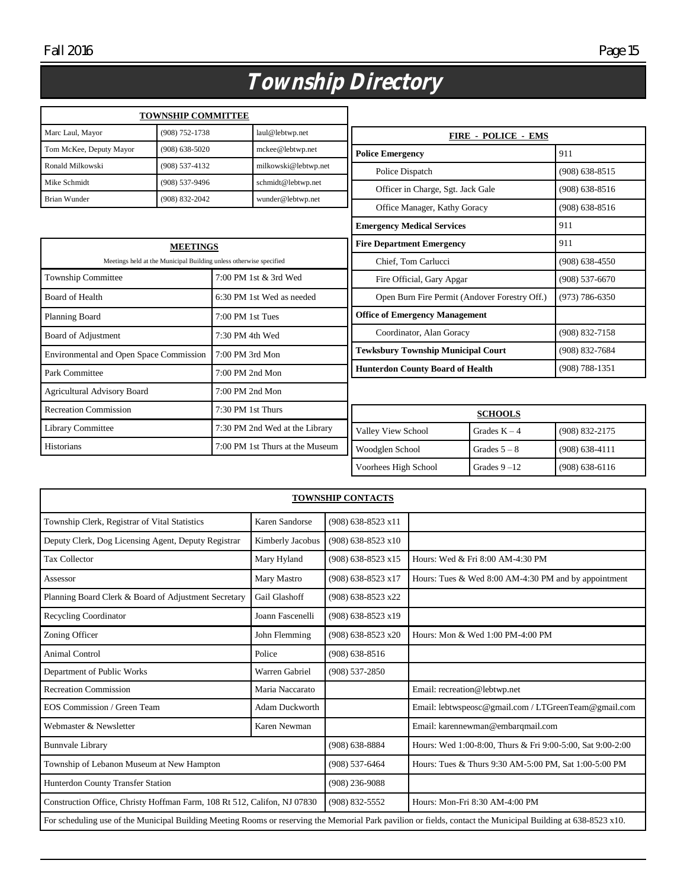# Township Directory

| TOWNSHIP COMMITTEE | | |
|---|---|---|
| Marc Laul, Mayor | (908) 752-1738 | laul@lebtwp.net |
| Tom McKee, Deputy Mayor | (908) 638-5020 | mckee@lebtwp.net |
| Ronald Milkowski | (908) 537-4132 | milkowski@lebtwp.net |
| Mike Schmidt | (908) 537-9496 | schmidt@lebtwp.net |
| Brian Wunder | (908) 832-2042 | wunder@lebtwp.net |

| FIRE - POLICE - EMS | |
|---|---|
| **Police Emergency** | 911 |
| Police Dispatch | (908) 638-8515 |
| Officer in Charge, Sgt. Jack Gale | (908) 638-8516 |
| Office Manager, Kathy Goracy | (908) 638-8516 |
| **Emergency Medical Services** | 911 |
| **Fire Department Emergency** | 911 |
| Chief, Tom Carlucci | (908) 638-4550 |
| Fire Official, Gary Apgar | (908) 537-6670 |
| Open Burn Fire Permit (Andover Forestry Off.) | (973) 786-6350 |
| **Office of Emergency Management** | |
| Coordinator, Alan Goracy | (908) 832-7158 |
| **Tewksbury Township Municipal Court** | (908) 832-7684 |
| **Hunterdon County Board of Health** | (908) 788-1351 |

**MEETINGS**

Meetings held at the Municipal Building unless otherwise specified

| Meeting | Schedule |
|---|---|
| Township Committee | 7:00 PM 1st & 3rd Wed |
| Board of Health | 6:30 PM 1st Wed as needed |
| Planning Board | 7:00 PM 1st Tues |
| Board of Adjustment | 7:30 PM 4th Wed |
| Environmental and Open Space Commission | 7:00 PM 3rd Mon |
| Park Committee | 7:00 PM 2nd Mon |
| Agricultural Advisory Board | 7:00 PM 2nd Mon |
| Recreation Commission | 7:30 PM 1st Thurs |
| Library Committee | 7:30 PM 2nd Wed at the Library |
| Historians | 7:00 PM 1st Thurs at the Museum |

| SCHOOLS | | |
|---|---|---|
| Valley View School | Grades K – 4 | (908) 832-2175 |
| Woodglen School | Grades 5 – 8 | (908) 638-4111 |
| Voorhees High School | Grades 9 –12 | (908) 638-6116 |

| TOWNSHIP CONTACTS | | | |
|---|---|---|---|
| Township Clerk, Registrar of Vital Statistics | Karen Sandorse | (908) 638-8523 x11 | |
| Deputy Clerk, Dog Licensing Agent, Deputy Registrar | Kimberly Jacobus | (908) 638-8523 x10 | |
| Tax Collector | Mary Hyland | (908) 638-8523 x15 | Hours: Wed & Fri 8:00 AM-4:30 PM |
| Assessor | Mary Mastro | (908) 638-8523 x17 | Hours: Tues & Wed 8:00 AM-4:30 PM and by appointment |
| Planning Board Clerk & Board of Adjustment Secretary | Gail Glashoff | (908) 638-8523 x22 | |
| Recycling Coordinator | Joann Fascenelli | (908) 638-8523 x19 | |
| Zoning Officer | John Flemming | (908) 638-8523 x20 | Hours: Mon & Wed 1:00 PM-4:00 PM |
| Animal Control | Police | (908) 638-8516 | |
| Department of Public Works | Warren Gabriel | (908) 537-2850 | |
| Recreation Commission | Maria Naccarato | | Email: recreation@lebtwp.net |
| EOS Commission / Green Team | Adam Duckworth | | Email: lebtwspeosc@gmail.com / LTGreenTeam@gmail.com |
| Webmaster & Newsletter | Karen Newman | | Email: karennewman@embarqmail.com |
| Bunnvale Library | | (908) 638-8884 | Hours: Wed 1:00-8:00, Thurs & Fri 9:00-5:00, Sat 9:00-2:00 |
| Township of Lebanon Museum at New Hampton | | (908) 537-6464 | Hours: Tues & Thurs 9:30 AM-5:00 PM, Sat 1:00-5:00 PM |
| Hunterdon County Transfer Station | | (908) 236-9088 | |
| Construction Office, Christy Hoffman Farm, 108 Rt 512, Califon, NJ 07830 | | (908) 832-5552 | Hours: Mon-Fri 8:30 AM-4:00 PM |

For scheduling use of the Municipal Building Meeting Rooms or reserving the Memorial Park pavilion or fields, contact the Municipal Building at 638-8523 x10.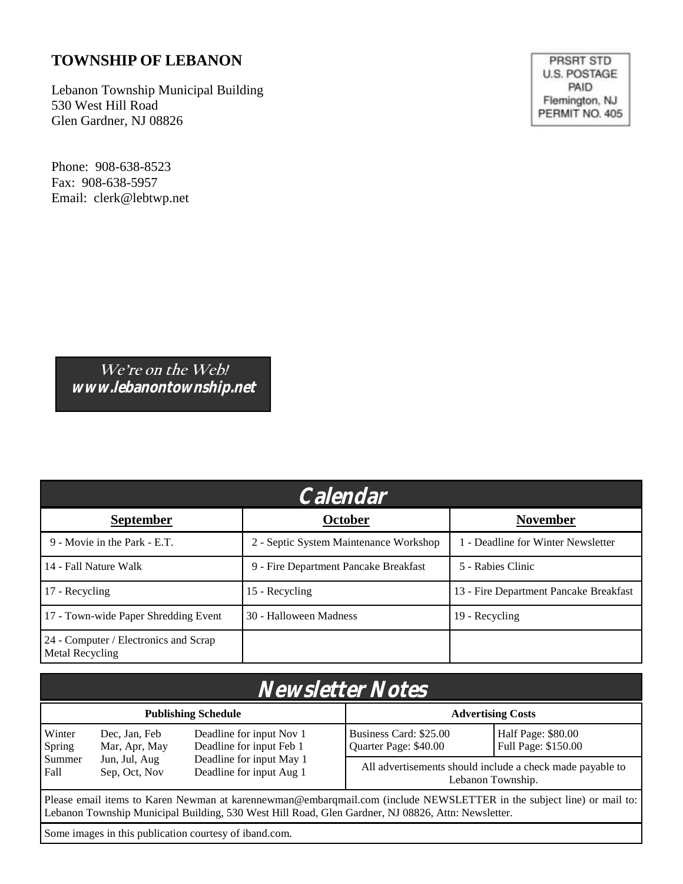**TOWNSHIP OF LEBANON**

Lebanon Township Municipal Building
530 West Hill Road
Glen Gardner, NJ 08826

Phone: 908-638-8523
Fax: 908-638-5957
Email: clerk@lebtwp.net

PRSRT STD
U.S. POSTAGE
PAID
Flemington, NJ
PERMIT NO. 405

*We're on the Web!*
**www.lebanontownship.net**

## Calendar

| September | October | November |
|---|---|---|
| 9 - Movie in the Park - E.T. | 2 - Septic System Maintenance Workshop | 1 - Deadline for Winter Newsletter |
| 14 - Fall Nature Walk | 9 - Fire Department Pancake Breakfast | 5 - Rabies Clinic |
| 17 - Recycling | 15 - Recycling | 13 - Fire Department Pancake Breakfast |
| 17 - Town-wide Paper Shredding Event | 30 - Halloween Madness | 19 - Recycling |
| 24 - Computer / Electronics and Scrap Metal Recycling | | |

## Newsletter Notes

**Publishing Schedule**

| | | |
|---|---|---|
| Winter | Dec, Jan, Feb | Deadline for input Nov 1 |
| Spring | Mar, Apr, May | Deadline for input Feb 1 |
| Summer | Jun, Jul, Aug | Deadline for input May 1 |
| Fall | Sep, Oct, Nov | Deadline for input Aug 1 |

**Advertising Costs**

| | |
|---|---|
| Business Card: $25.00 | Half Page: $80.00 |
| Quarter Page: $40.00 | Full Page: $150.00 |

All advertisements should include a check made payable to Lebanon Township.

Please email items to Karen Newman at karennewman@embarqmail.com (include NEWSLETTER in the subject line) or mail to: Lebanon Township Municipal Building, 530 West Hill Road, Glen Gardner, NJ 08826, Attn: Newsletter.

Some images in this publication courtesy of iband.com.